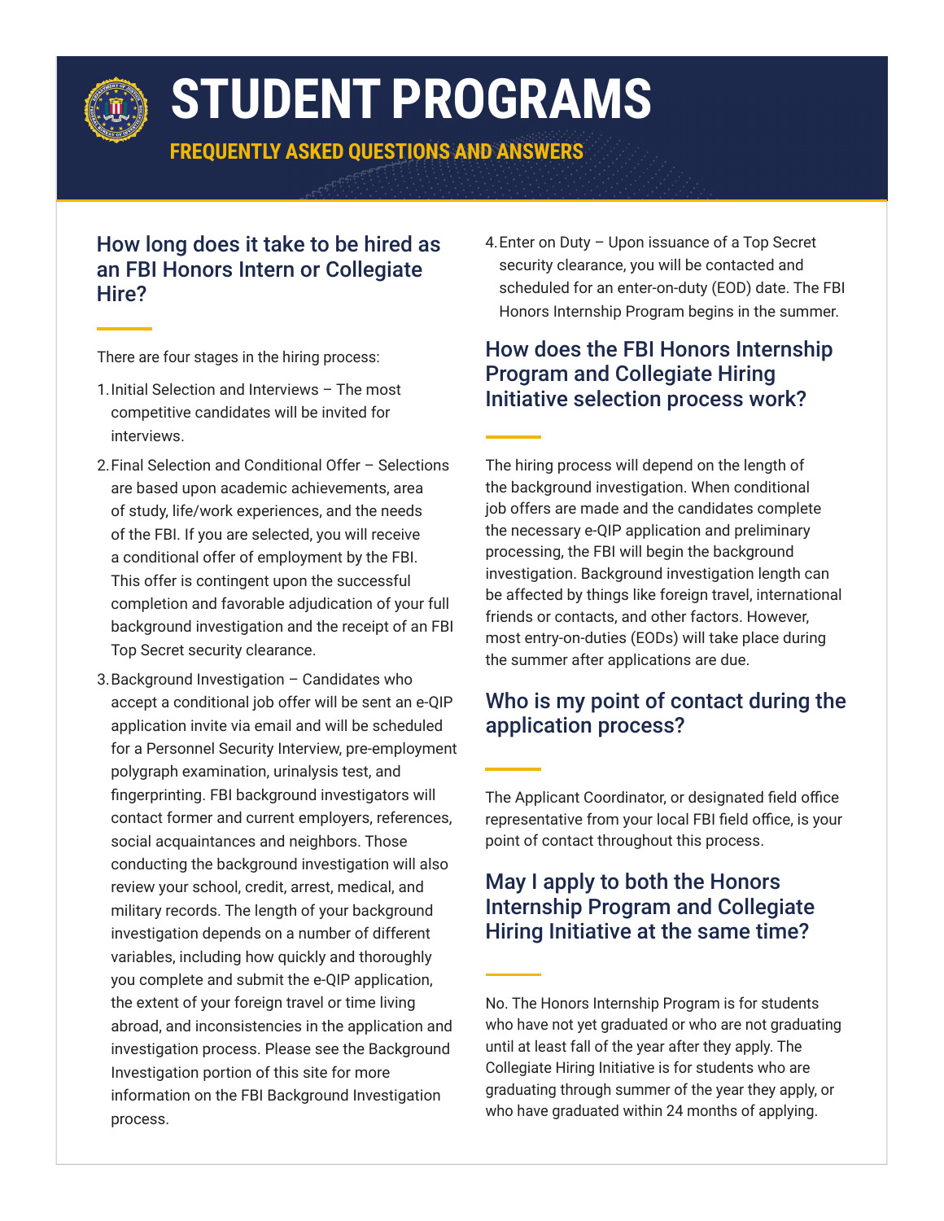# STUDENT PROGRAMS

## FREQUENTLY ASKED QUESTIONS AND ANSWERS

### How long does it take to be hired as an FBI Honors Intern or Collegiate Hire?

There are four stages in the hiring process:

1. Initial Selection and Interviews – The most competitive candidates will be invited for interviews.
2. Final Selection and Conditional Offer – Selections are based upon academic achievements, area of study, life/work experiences, and the needs of the FBI. If you are selected, you will receive a conditional offer of employment by the FBI. This offer is contingent upon the successful completion and favorable adjudication of your full background investigation and the receipt of an FBI Top Secret security clearance.
3. Background Investigation – Candidates who accept a conditional job offer will be sent an e-QIP application invite via email and will be scheduled for a Personnel Security Interview, pre-employment polygraph examination, urinalysis test, and fingerprinting. FBI background investigators will contact former and current employers, references, social acquaintances and neighbors. Those conducting the background investigation will also review your school, credit, arrest, medical, and military records. The length of your background investigation depends on a number of different variables, including how quickly and thoroughly you complete and submit the e-QIP application, the extent of your foreign travel or time living abroad, and inconsistencies in the application and investigation process. Please see the Background Investigation portion of this site for more information on the FBI Background Investigation process.
4. Enter on Duty – Upon issuance of a Top Secret security clearance, you will be contacted and scheduled for an enter-on-duty (EOD) date. The FBI Honors Internship Program begins in the summer.

### How does the FBI Honors Internship Program and Collegiate Hiring Initiative selection process work?

The hiring process will depend on the length of the background investigation. When conditional job offers are made and the candidates complete the necessary e-QIP application and preliminary processing, the FBI will begin the background investigation. Background investigation length can be affected by things like foreign travel, international friends or contacts, and other factors. However, most entry-on-duties (EODs) will take place during the summer after applications are due.

### Who is my point of contact during the application process?

The Applicant Coordinator, or designated field office representative from your local FBI field office, is your point of contact throughout this process.

### May I apply to both the Honors Internship Program and Collegiate Hiring Initiative at the same time?

No. The Honors Internship Program is for students who have not yet graduated or who are not graduating until at least fall of the year after they apply. The Collegiate Hiring Initiative is for students who are graduating through summer of the year they apply, or who have graduated within 24 months of applying.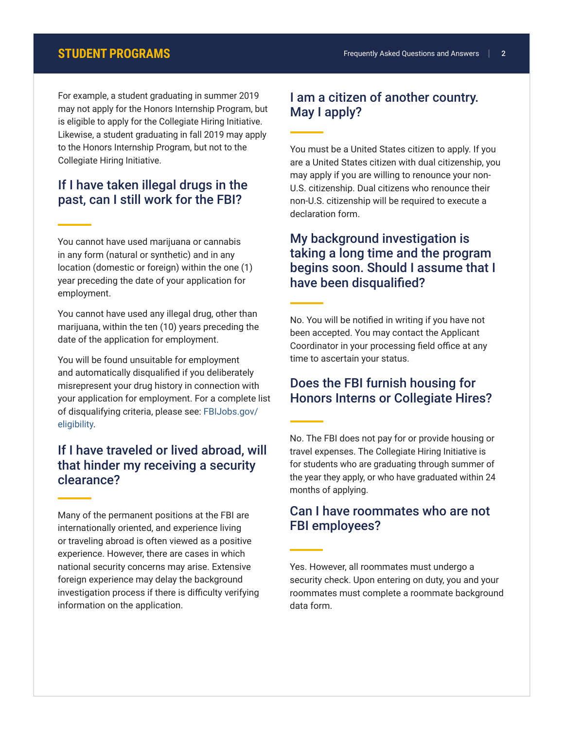For example, a student graduating in summer 2019 may not apply for the Honors Internship Program, but is eligible to apply for the Collegiate Hiring Initiative. Likewise, a student graduating in fall 2019 may apply to the Honors Internship Program, but not to the Collegiate Hiring Initiative.

## If I have taken illegal drugs in the past, can I still work for the FBI?

You cannot have used marijuana or cannabis in any form (natural or synthetic) and in any location (domestic or foreign) within the one (1) year preceding the date of your application for employment.

You cannot have used any illegal drug, other than marijuana, within the ten (10) years preceding the date of the application for employment.

You will be found unsuitable for employment and automatically disqualified if you deliberately misrepresent your drug history in connection with your application for employment. For a complete list of disqualifying criteria, please see: FBIJobs.gov/eligibility.

## If I have traveled or lived abroad, will that hinder my receiving a security clearance?

Many of the permanent positions at the FBI are internationally oriented, and experience living or traveling abroad is often viewed as a positive experience. However, there are cases in which national security concerns may arise. Extensive foreign experience may delay the background investigation process if there is difficulty verifying information on the application.

## I am a citizen of another country. May I apply?

You must be a United States citizen to apply. If you are a United States citizen with dual citizenship, you may apply if you are willing to renounce your non-U.S. citizenship. Dual citizens who renounce their non-U.S. citizenship will be required to execute a declaration form.

## My background investigation is taking a long time and the program begins soon. Should I assume that I have been disqualified?

No. You will be notified in writing if you have not been accepted. You may contact the Applicant Coordinator in your processing field office at any time to ascertain your status.

## Does the FBI furnish housing for Honors Interns or Collegiate Hires?

No. The FBI does not pay for or provide housing or travel expenses. The Collegiate Hiring Initiative is for students who are graduating through summer of the year they apply, or who have graduated within 24 months of applying.

## Can I have roommates who are not FBI employees?

Yes. However, all roommates must undergo a security check. Upon entering on duty, you and your roommates must complete a roommate background data form.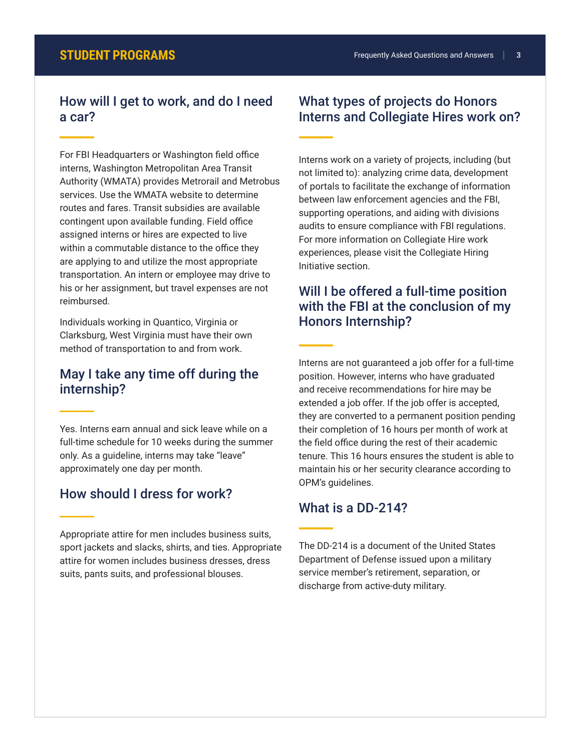## How will I get to work, and do I need a car?

For FBI Headquarters or Washington field office interns, Washington Metropolitan Area Transit Authority (WMATA) provides Metrorail and Metrobus services. Use the WMATA website to determine routes and fares. Transit subsidies are available contingent upon available funding. Field office assigned interns or hires are expected to live within a commutable distance to the office they are applying to and utilize the most appropriate transportation. An intern or employee may drive to his or her assignment, but travel expenses are not reimbursed.

Individuals working in Quantico, Virginia or Clarksburg, West Virginia must have their own method of transportation to and from work.

## May I take any time off during the internship?

Yes. Interns earn annual and sick leave while on a full-time schedule for 10 weeks during the summer only. As a guideline, interns may take "leave" approximately one day per month.

## How should I dress for work?

Appropriate attire for men includes business suits, sport jackets and slacks, shirts, and ties. Appropriate attire for women includes business dresses, dress suits, pants suits, and professional blouses.

## What types of projects do Honors Interns and Collegiate Hires work on?

Interns work on a variety of projects, including (but not limited to): analyzing crime data, development of portals to facilitate the exchange of information between law enforcement agencies and the FBI, supporting operations, and aiding with divisions audits to ensure compliance with FBI regulations. For more information on Collegiate Hire work experiences, please visit the Collegiate Hiring Initiative section.

## Will I be offered a full-time position with the FBI at the conclusion of my Honors Internship?

Interns are not guaranteed a job offer for a full-time position. However, interns who have graduated and receive recommendations for hire may be extended a job offer. If the job offer is accepted, they are converted to a permanent position pending their completion of 16 hours per month of work at the field office during the rest of their academic tenure. This 16 hours ensures the student is able to maintain his or her security clearance according to OPM's guidelines.

## What is a DD-214?

The DD-214 is a document of the United States Department of Defense issued upon a military service member's retirement, separation, or discharge from active-duty military.